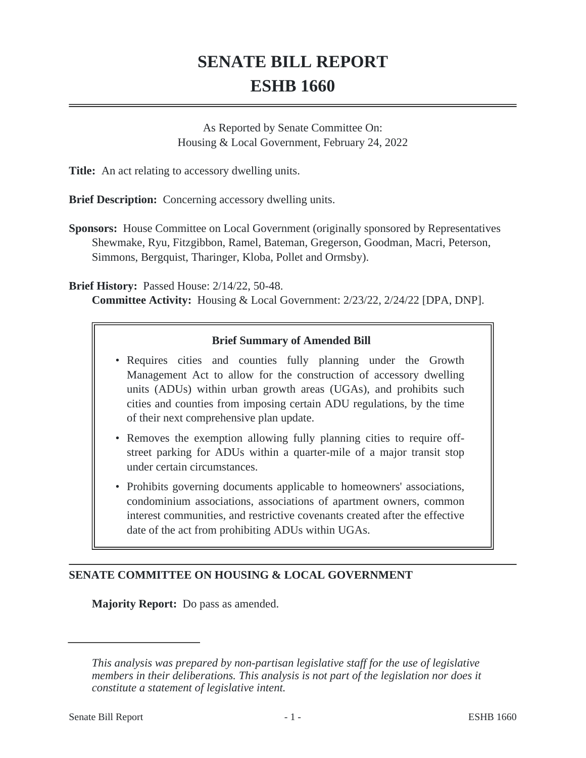# SENATE BILL REPORT
# ESHB 1660

As Reported by Senate Committee On:
Housing & Local Government, February 24, 2022

**Title:** An act relating to accessory dwelling units.

**Brief Description:** Concerning accessory dwelling units.

**Sponsors:** House Committee on Local Government (originally sponsored by Representatives Shewmake, Ryu, Fitzgibbon, Ramel, Bateman, Gregerson, Goodman, Macri, Peterson, Simmons, Bergquist, Tharinger, Kloba, Pollet and Ormsby).

**Brief History:** Passed House: 2/14/22, 50-48.
**Committee Activity:** Housing & Local Government: 2/23/22, 2/24/22 [DPA, DNP].

**Brief Summary of Amended Bill**

- Requires cities and counties fully planning under the Growth Management Act to allow for the construction of accessory dwelling units (ADUs) within urban growth areas (UGAs), and prohibits such cities and counties from imposing certain ADU regulations, by the time of their next comprehensive plan update.
- Removes the exemption allowing fully planning cities to require off-street parking for ADUs within a quarter-mile of a major transit stop under certain circumstances.
- Prohibits governing documents applicable to homeowners' associations, condominium associations, associations of apartment owners, common interest communities, and restrictive covenants created after the effective date of the act from prohibiting ADUs within UGAs.

## SENATE COMMITTEE ON HOUSING & LOCAL GOVERNMENT

**Majority Report:** Do pass as amended.

---

*This analysis was prepared by non-partisan legislative staff for the use of legislative members in their deliberations. This analysis is not part of the legislation nor does it constitute a statement of legislative intent.*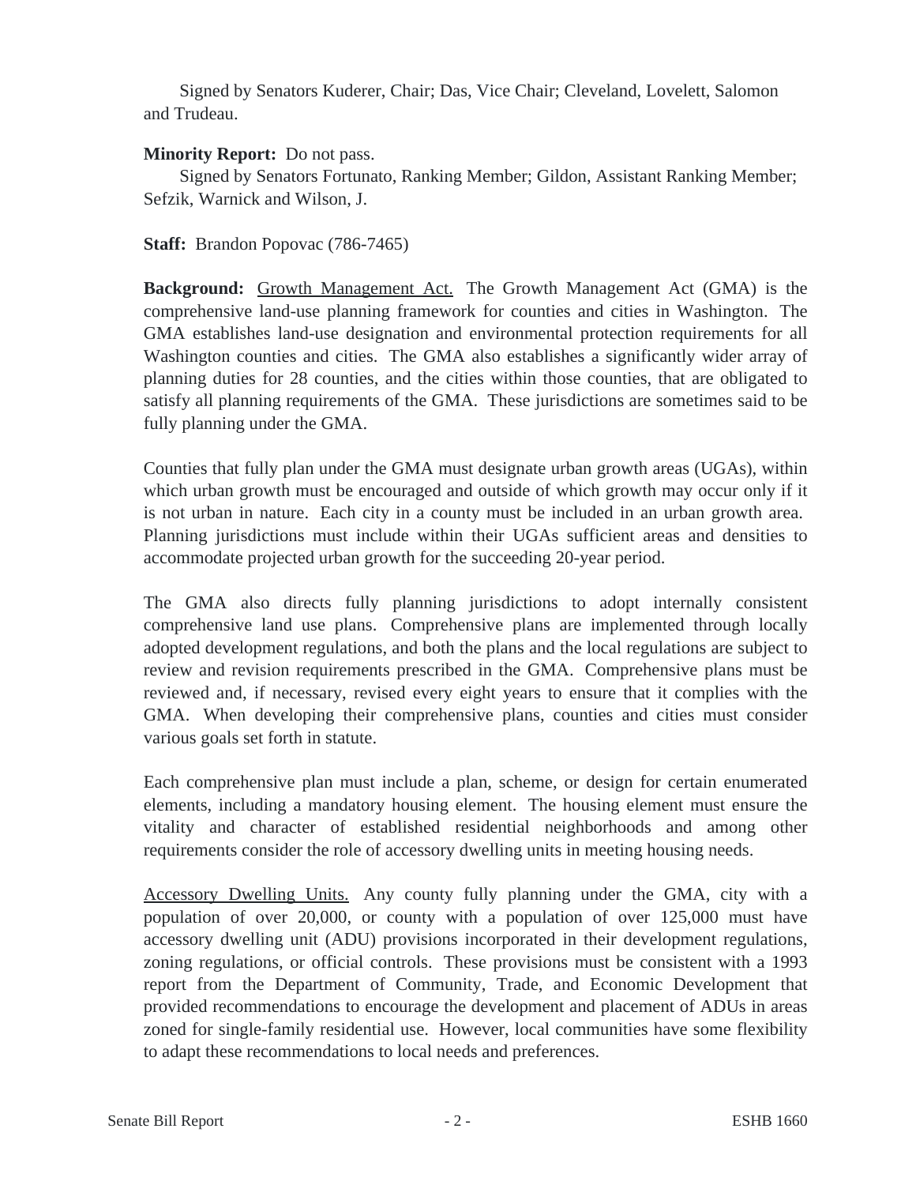Signed by Senators Kuderer, Chair; Das, Vice Chair; Cleveland, Lovelett, Salomon and Trudeau.

**Minority Report:** Do not pass.

Signed by Senators Fortunato, Ranking Member; Gildon, Assistant Ranking Member; Sefzik, Warnick and Wilson, J.

**Staff:** Brandon Popovac (786-7465)

**Background:** Growth Management Act. The Growth Management Act (GMA) is the comprehensive land-use planning framework for counties and cities in Washington. The GMA establishes land-use designation and environmental protection requirements for all Washington counties and cities. The GMA also establishes a significantly wider array of planning duties for 28 counties, and the cities within those counties, that are obligated to satisfy all planning requirements of the GMA. These jurisdictions are sometimes said to be fully planning under the GMA.

Counties that fully plan under the GMA must designate urban growth areas (UGAs), within which urban growth must be encouraged and outside of which growth may occur only if it is not urban in nature. Each city in a county must be included in an urban growth area. Planning jurisdictions must include within their UGAs sufficient areas and densities to accommodate projected urban growth for the succeeding 20-year period.

The GMA also directs fully planning jurisdictions to adopt internally consistent comprehensive land use plans. Comprehensive plans are implemented through locally adopted development regulations, and both the plans and the local regulations are subject to review and revision requirements prescribed in the GMA. Comprehensive plans must be reviewed and, if necessary, revised every eight years to ensure that it complies with the GMA. When developing their comprehensive plans, counties and cities must consider various goals set forth in statute.

Each comprehensive plan must include a plan, scheme, or design for certain enumerated elements, including a mandatory housing element. The housing element must ensure the vitality and character of established residential neighborhoods and among other requirements consider the role of accessory dwelling units in meeting housing needs.

Accessory Dwelling Units. Any county fully planning under the GMA, city with a population of over 20,000, or county with a population of over 125,000 must have accessory dwelling unit (ADU) provisions incorporated in their development regulations, zoning regulations, or official controls. These provisions must be consistent with a 1993 report from the Department of Community, Trade, and Economic Development that provided recommendations to encourage the development and placement of ADUs in areas zoned for single-family residential use. However, local communities have some flexibility to adapt these recommendations to local needs and preferences.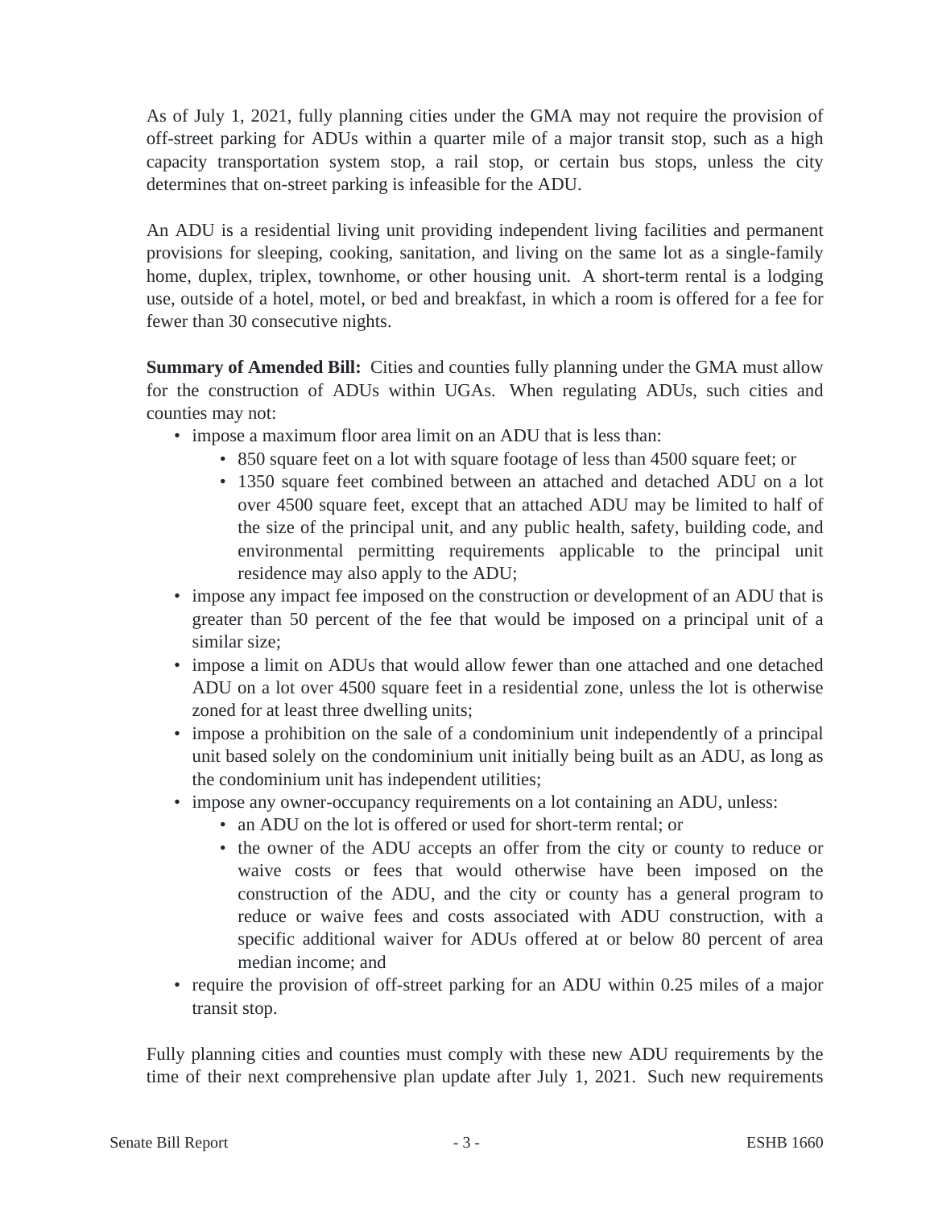As of July 1, 2021, fully planning cities under the GMA may not require the provision of off-street parking for ADUs within a quarter mile of a major transit stop, such as a high capacity transportation system stop, a rail stop, or certain bus stops, unless the city determines that on-street parking is infeasible for the ADU.

An ADU is a residential living unit providing independent living facilities and permanent provisions for sleeping, cooking, sanitation, and living on the same lot as a single-family home, duplex, triplex, townhome, or other housing unit. A short-term rental is a lodging use, outside of a hotel, motel, or bed and breakfast, in which a room is offered for a fee for fewer than 30 consecutive nights.

**Summary of Amended Bill:** Cities and counties fully planning under the GMA must allow for the construction of ADUs within UGAs. When regulating ADUs, such cities and counties may not:

- impose a maximum floor area limit on an ADU that is less than:
  - 850 square feet on a lot with square footage of less than 4500 square feet; or
  - 1350 square feet combined between an attached and detached ADU on a lot over 4500 square feet, except that an attached ADU may be limited to half of the size of the principal unit, and any public health, safety, building code, and environmental permitting requirements applicable to the principal unit residence may also apply to the ADU;
- impose any impact fee imposed on the construction or development of an ADU that is greater than 50 percent of the fee that would be imposed on a principal unit of a similar size;
- impose a limit on ADUs that would allow fewer than one attached and one detached ADU on a lot over 4500 square feet in a residential zone, unless the lot is otherwise zoned for at least three dwelling units;
- impose a prohibition on the sale of a condominium unit independently of a principal unit based solely on the condominium unit initially being built as an ADU, as long as the condominium unit has independent utilities;
- impose any owner-occupancy requirements on a lot containing an ADU, unless:
  - an ADU on the lot is offered or used for short-term rental; or
  - the owner of the ADU accepts an offer from the city or county to reduce or waive costs or fees that would otherwise have been imposed on the construction of the ADU, and the city or county has a general program to reduce or waive fees and costs associated with ADU construction, with a specific additional waiver for ADUs offered at or below 80 percent of area median income; and
- require the provision of off-street parking for an ADU within 0.25 miles of a major transit stop.

Fully planning cities and counties must comply with these new ADU requirements by the time of their next comprehensive plan update after July 1, 2021. Such new requirements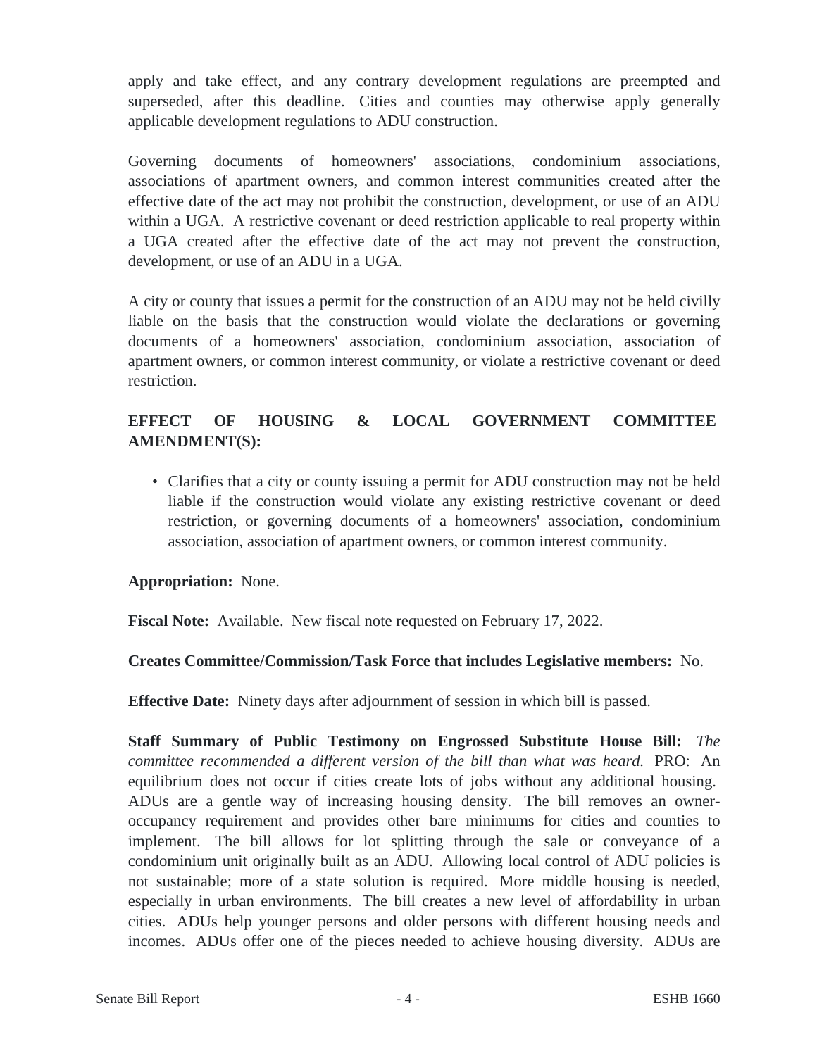apply and take effect, and any contrary development regulations are preempted and superseded, after this deadline. Cities and counties may otherwise apply generally applicable development regulations to ADU construction.

Governing documents of homeowners' associations, condominium associations, associations of apartment owners, and common interest communities created after the effective date of the act may not prohibit the construction, development, or use of an ADU within a UGA. A restrictive covenant or deed restriction applicable to real property within a UGA created after the effective date of the act may not prevent the construction, development, or use of an ADU in a UGA.

A city or county that issues a permit for the construction of an ADU may not be held civilly liable on the basis that the construction would violate the declarations or governing documents of a homeowners' association, condominium association, association of apartment owners, or common interest community, or violate a restrictive covenant or deed restriction.

**EFFECT OF HOUSING & LOCAL GOVERNMENT COMMITTEE AMENDMENT(S):**

- Clarifies that a city or county issuing a permit for ADU construction may not be held liable if the construction would violate any existing restrictive covenant or deed restriction, or governing documents of a homeowners' association, condominium association, association of apartment owners, or common interest community.

**Appropriation:** None.

**Fiscal Note:** Available. New fiscal note requested on February 17, 2022.

**Creates Committee/Commission/Task Force that includes Legislative members:** No.

**Effective Date:** Ninety days after adjournment of session in which bill is passed.

**Staff Summary of Public Testimony on Engrossed Substitute House Bill:** *The committee recommended a different version of the bill than what was heard.* PRO: An equilibrium does not occur if cities create lots of jobs without any additional housing. ADUs are a gentle way of increasing housing density. The bill removes an owner-occupancy requirement and provides other bare minimums for cities and counties to implement. The bill allows for lot splitting through the sale or conveyance of a condominium unit originally built as an ADU. Allowing local control of ADU policies is not sustainable; more of a state solution is required. More middle housing is needed, especially in urban environments. The bill creates a new level of affordability in urban cities. ADUs help younger persons and older persons with different housing needs and incomes. ADUs offer one of the pieces needed to achieve housing diversity. ADUs are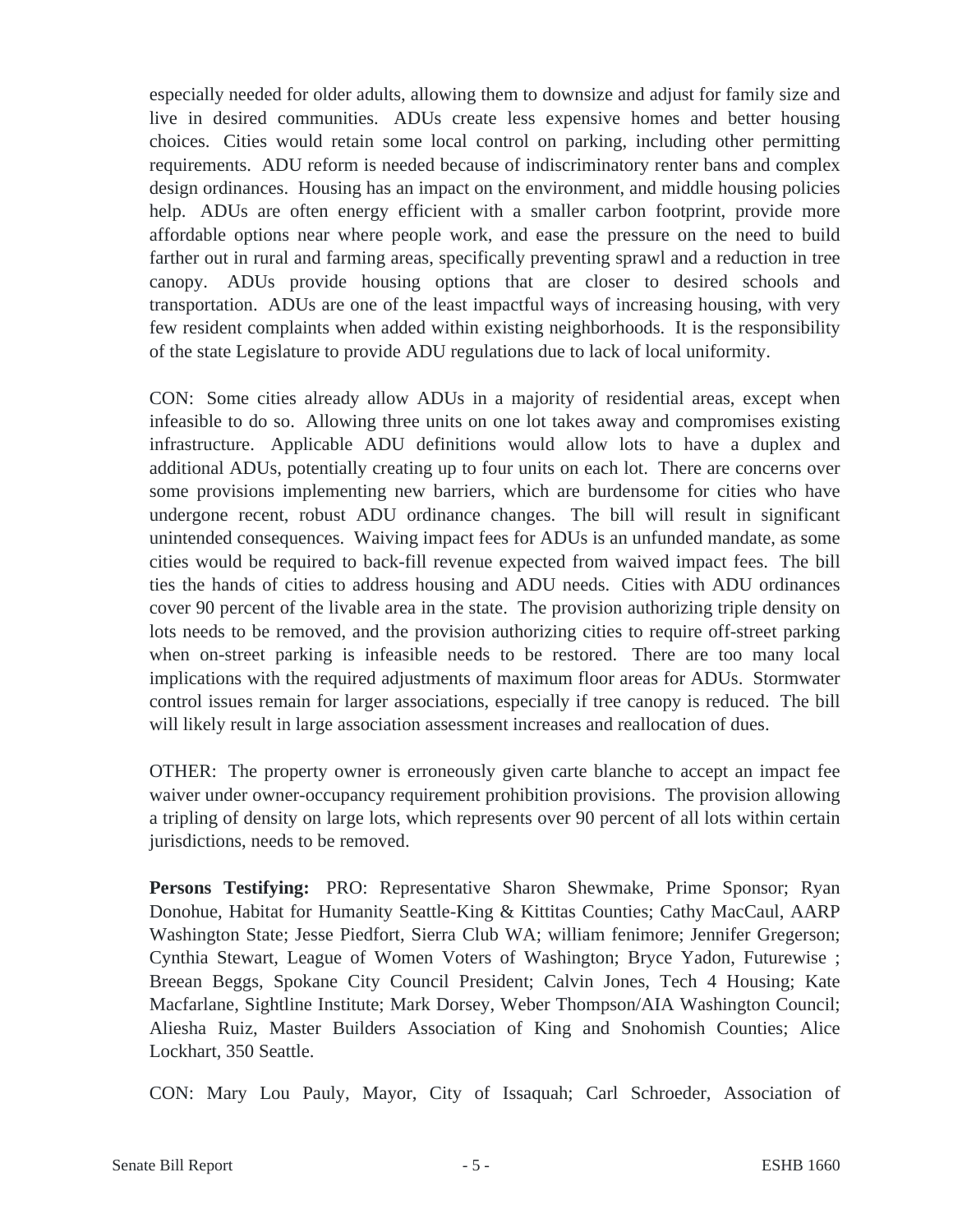especially needed for older adults, allowing them to downsize and adjust for family size and live in desired communities. ADUs create less expensive homes and better housing choices. Cities would retain some local control on parking, including other permitting requirements. ADU reform is needed because of indiscriminatory renter bans and complex design ordinances. Housing has an impact on the environment, and middle housing policies help. ADUs are often energy efficient with a smaller carbon footprint, provide more affordable options near where people work, and ease the pressure on the need to build farther out in rural and farming areas, specifically preventing sprawl and a reduction in tree canopy. ADUs provide housing options that are closer to desired schools and transportation. ADUs are one of the least impactful ways of increasing housing, with very few resident complaints when added within existing neighborhoods. It is the responsibility of the state Legislature to provide ADU regulations due to lack of local uniformity.

CON: Some cities already allow ADUs in a majority of residential areas, except when infeasible to do so. Allowing three units on one lot takes away and compromises existing infrastructure. Applicable ADU definitions would allow lots to have a duplex and additional ADUs, potentially creating up to four units on each lot. There are concerns over some provisions implementing new barriers, which are burdensome for cities who have undergone recent, robust ADU ordinance changes. The bill will result in significant unintended consequences. Waiving impact fees for ADUs is an unfunded mandate, as some cities would be required to back-fill revenue expected from waived impact fees. The bill ties the hands of cities to address housing and ADU needs. Cities with ADU ordinances cover 90 percent of the livable area in the state. The provision authorizing triple density on lots needs to be removed, and the provision authorizing cities to require off-street parking when on-street parking is infeasible needs to be restored. There are too many local implications with the required adjustments of maximum floor areas for ADUs. Stormwater control issues remain for larger associations, especially if tree canopy is reduced. The bill will likely result in large association assessment increases and reallocation of dues.

OTHER: The property owner is erroneously given carte blanche to accept an impact fee waiver under owner-occupancy requirement prohibition provisions. The provision allowing a tripling of density on large lots, which represents over 90 percent of all lots within certain jurisdictions, needs to be removed.

**Persons Testifying:** PRO: Representative Sharon Shewmake, Prime Sponsor; Ryan Donohue, Habitat for Humanity Seattle-King & Kittitas Counties; Cathy MacCaul, AARP Washington State; Jesse Piedfort, Sierra Club WA; william fenimore; Jennifer Gregerson; Cynthia Stewart, League of Women Voters of Washington; Bryce Yadon, Futurewise ; Breean Beggs, Spokane City Council President; Calvin Jones, Tech 4 Housing; Kate Macfarlane, Sightline Institute; Mark Dorsey, Weber Thompson/AIA Washington Council; Aliesha Ruiz, Master Builders Association of King and Snohomish Counties; Alice Lockhart, 350 Seattle.

CON: Mary Lou Pauly, Mayor, City of Issaquah; Carl Schroeder, Association of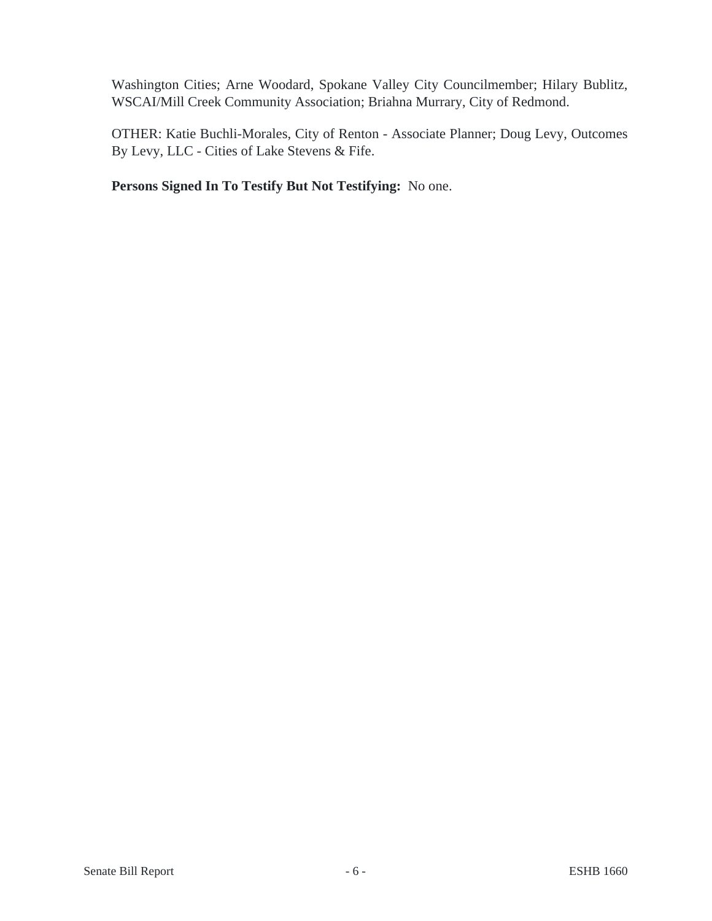Washington Cities; Arne Woodard, Spokane Valley City Councilmember; Hilary Bublitz, WSCAI/Mill Creek Community Association; Briahna Murrary, City of Redmond.

OTHER: Katie Buchli-Morales, City of Renton - Associate Planner; Doug Levy, Outcomes By Levy, LLC - Cities of Lake Stevens & Fife.

**Persons Signed In To Testify But Not Testifying:** No one.